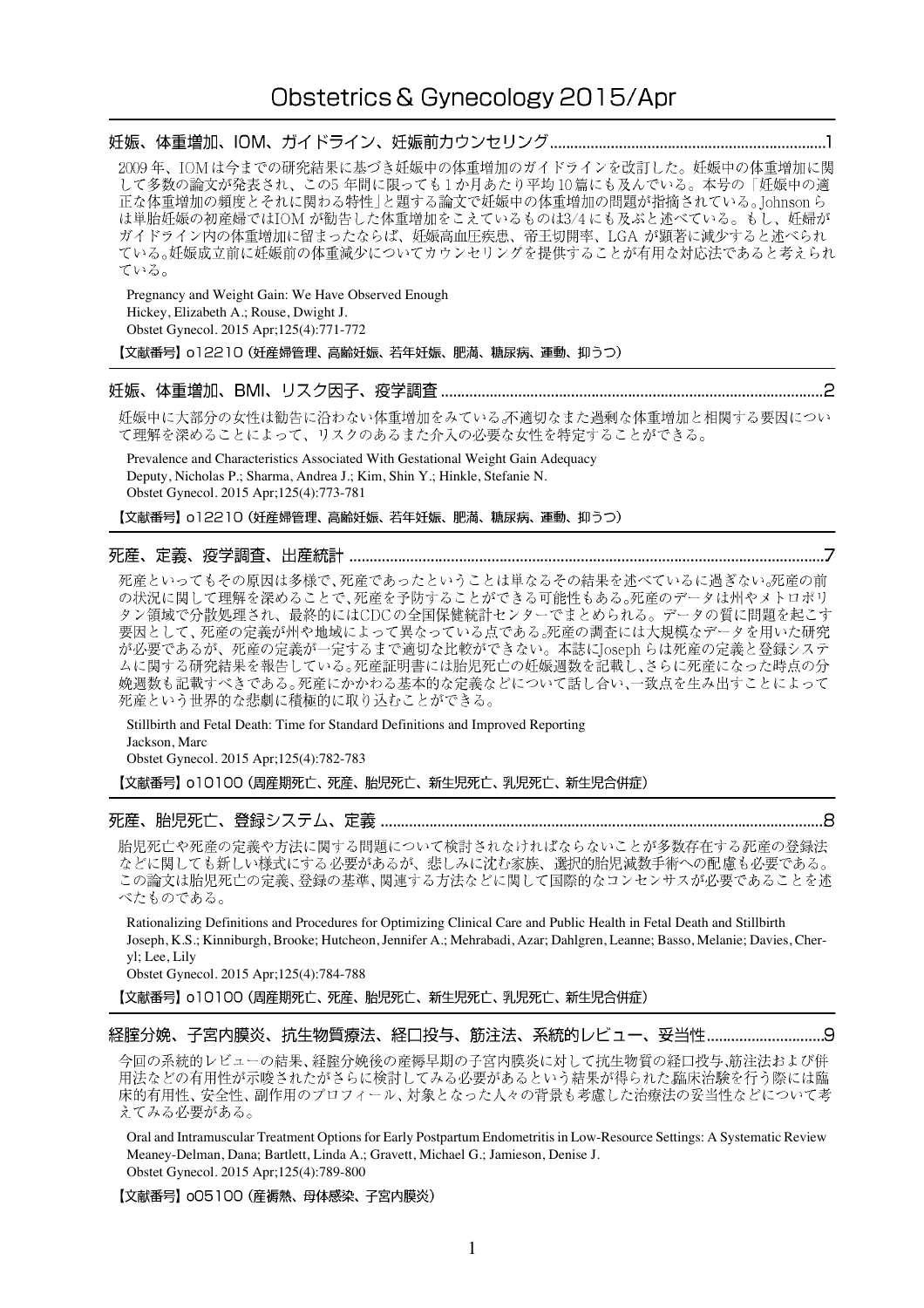# Obstetrics & Gynecology 2015/Apr

## 妊娠、体重増加、IOM、ガイドライン、妊娠前カウンセリング……1

2009 年、IOM は今までの研究結果に基づき妊娠中の体重増加のガイドラインを改訂した。妊娠中の体重増加に関して多数の論文が発表され、この5 年間に限っても 1 か月あたり平均 10 篇にも及んでいる。本号の「妊娠中の適正な体重増加の頻度とそれに関わる特性」と題する論文で妊娠中の体重増加の問題が指摘されている。Johnson らは単胎妊娠の初産婦ではIOM が勧告した体重増加をこえているものは3/4 にも及ぶと述べている。もし、妊婦がガイドライン内の体重増加に留まったならば、妊娠高血圧疾患、帝王切開率、LGA が顕著に減少すると述べられている。妊娠成立前に妊娠前の体重減少についてカウンセリングを提供することが有用な対応法であると考えられている。

Pregnancy and Weight Gain: We Have Observed Enough
Hickey, Elizabeth A.; Rouse, Dwight J.
Obstet Gynecol. 2015 Apr;125(4):771-772

【文献番号】o12210 (妊産婦管理、高齢妊娠、若年妊娠、肥満、糖尿病、運動、抑うつ)

## 妊娠、体重増加、BMI、リスク因子、疫学調査……2

妊娠中に大部分の女性は勧告に沿わない体重増加をみている。不適切なまた過剰な体重増加と相関する要因について理解を深めることによって、リスクのあるまた介入の必要な女性を特定することができる。

Prevalence and Characteristics Associated With Gestational Weight Gain Adequacy
Deputy, Nicholas P.; Sharma, Andrea J.; Kim, Shin Y.; Hinkle, Stefanie N.
Obstet Gynecol. 2015 Apr;125(4):773-781

【文献番号】o12210 (妊産婦管理、高齢妊娠、若年妊娠、肥満、糖尿病、運動、抑うつ)

## 死産、定義、疫学調査、出産統計……7

死産といってもその原因は多様で、死産であったということは単なるその結果を述べているに過ぎない。死産の前の状況に関して理解を深めることで、死産を予防することができる可能性もある。死産のデータは州やメトロポリタン領域で分散処理され、最終的にはCDCの全国保健統計センターでまとめられる。データの質に問題を起こす要因として、死産の定義が州や地域によって異なっている点である。死産の調査には大規模なデータを用いた研究が必要であるが、死産の定義が一定するまで適切な比較ができない。本誌にJoseph らは死産の定義と登録システムに関する研究結果を報告している。死産証明書には胎児死亡の妊娠週数を記載し、さらに死産になった時点の分娩週数も記載すべきである。死産にかかわる基本的な定義などについて話し合い、一致点を生み出すことによって死産という世界的な悲劇に積極的に取り込むことができる。

Stillbirth and Fetal Death: Time for Standard Definitions and Improved Reporting
Jackson, Marc
Obstet Gynecol. 2015 Apr;125(4):782-783

【文献番号】o10100 (周産期死亡、死産、胎児死亡、新生児死亡、乳児死亡、新生児合併症)

## 死産、胎児死亡、登録システム、定義……8

胎児死亡や死産の定義や方法に関する問題について検討されなければならないことが多数存在する死産の登録法などに関しても新しい様式にする必要があるが、悲しみに沈む家族、選択的胎児減数手術への配慮も必要である。この論文は胎児死亡の定義、登録の基準、関連する方法などに関して国際的なコンセンサスが必要であることを述べたものである。

Rationalizing Definitions and Procedures for Optimizing Clinical Care and Public Health in Fetal Death and Stillbirth
Joseph, K.S.; Kinniburgh, Brooke; Hutcheon, Jennifer A.; Mehrabadi, Azar; Dahlgren, Leanne; Basso, Melanie; Davies, Cheryl; Lee, Lily
Obstet Gynecol. 2015 Apr;125(4):784-788

【文献番号】o10100 (周産期死亡、死産、胎児死亡、新生児死亡、乳児死亡、新生児合併症)

## 経腟分娩、子宮内膜炎、抗生物質療法、経口投与、筋注法、系統的レビュー、妥当性……9

今回の系統的レビューの結果、経腟分娩後の産褥早期の子宮内膜炎に対して抗生物質の経口投与、筋注法および併用法などの有用性が示唆されたがさらに検討してみる必要があるという結果が得られた臨床治験を行う際には臨床的有用性、安全性、副作用のプロフィール、対象となった人々の背景も考慮した治療法の妥当性などについて考えてみる必要がある。

Oral and Intramuscular Treatment Options for Early Postpartum Endometritis in Low-Resource Settings: A Systematic Review
Meaney-Delman, Dana; Bartlett, Linda A.; Gravett, Michael G.; Jamieson, Denise J.
Obstet Gynecol. 2015 Apr;125(4):789-800

【文献番号】o05100 (産褥熱、母体感染、子宮内膜炎)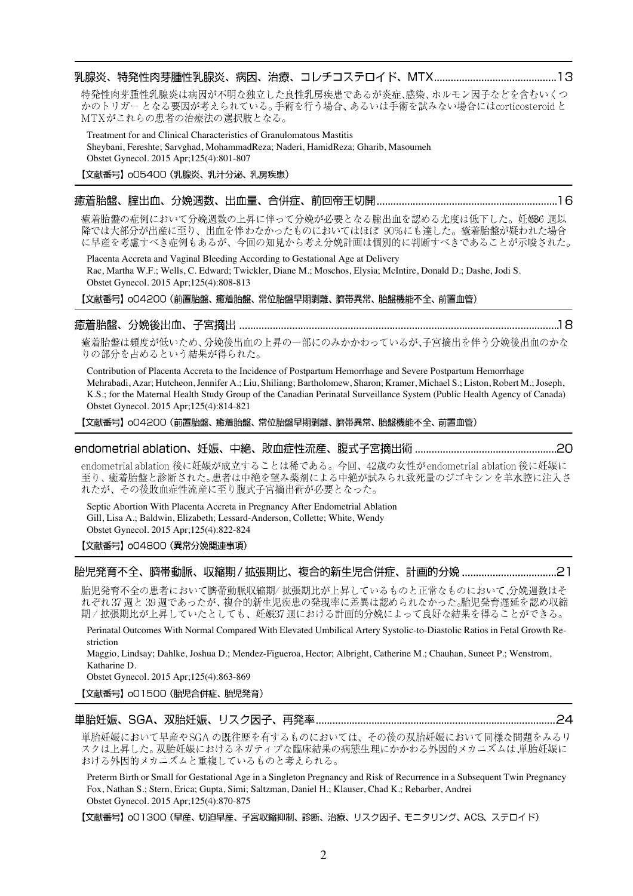## 乳腺炎、特発性肉芽腫性乳腺炎、病因、治療、コレチコステロイド、MTX ........................................13

特発性肉芽腫性乳腺炎は病因が不明な独立した良性乳房疾患であるが炎症、感染、ホルモン因子などを含むいくつかのトリガー となる要因が考えられている。手術を行う場合、あるいは手術を試みない場合にはcorticosteroid とMTXがこれらの患者の治療法の選択肢となる。

Treatment for and Clinical Characteristics of Granulomatous Mastitis
Sheybani, Fereshte; Sarvghad, MohammadReza; Naderi, HamidReza; Gharib, Masoumeh
Obstet Gynecol. 2015 Apr;125(4):801-807

【文献番号】o05400（乳腺炎、乳汁分泌、乳房疾患）

## 癒着胎盤、腟出血、分娩週数、出血量、合併症、前回帝王切開 ................................................................16

癒着胎盤の症例において分娩週数の上昇に伴って分娩が必要となる腟出血を認める尤度は低下した。妊娠36 週以降では大部分が出産に至り、出血を伴わなかったものにおいてはほぼ 90%にも達した。癒着胎盤が疑われた場合に早産を考慮すべき症例もあるが、今回の知見から考え分娩計画は個別的に判断すべきであることが示唆された。

Placenta Accreta and Vaginal Bleeding According to Gestational Age at Delivery
Rac, Martha W.F.; Wells, C. Edward; Twickler, Diane M.; Moschos, Elysia; McIntire, Donald D.; Dashe, Jodi S.
Obstet Gynecol. 2015 Apr;125(4):808-813

【文献番号】o04200（前置胎盤、癒着胎盤、常位胎盤早期剥離、臍帯異常、胎盤機能不全、前置血管）

## 癒着胎盤、分娩後出血、子宮摘出 ...............................................................................................................18

癒着胎盤は頻度が低いため、分娩後出血の上昇の一部にのみかかわっているが、子宮摘出を伴う分娩後出血のかなりの部分を占めるという結果が得られた。

Contribution of Placenta Accreta to the Incidence of Postpartum Hemorrhage and Severe Postpartum Hemorrhage
Mehrabadi, Azar; Hutcheon, Jennifer A.; Liu, Shiliang; Bartholomew, Sharon; Kramer, Michael S.; Liston, Robert M.; Joseph, K.S.; for the Maternal Health Study Group of the Canadian Perinatal Surveillance System (Public Health Agency of Canada)
Obstet Gynecol. 2015 Apr;125(4):814-821

【文献番号】o04200（前置胎盤、癒着胎盤、常位胎盤早期剥離、臍帯異常、胎盤機能不全、前置血管）

## endometrial ablation、妊娠、中絶、敗血症性流産、腹式子宮摘出術 ..................................................20

endometrial ablation 後に妊娠が成立することは稀である。今回、42歳の女性がendometrial ablation 後に妊娠に至り、癒着胎盤と診断された。患者は中絶を望み薬剤による中絶が試みられ致死量のジゴキシンを羊水腔に注入されたが、その後敗血症性流産に至り腹式子宮摘出術が必要となった。

Septic Abortion With Placenta Accreta in Pregnancy After Endometrial Ablation
Gill, Lisa A.; Baldwin, Elizabeth; Lessard-Anderson, Collette; White, Wendy
Obstet Gynecol. 2015 Apr;125(4):822-824

【文献番号】o04800（異常分娩関連事項）

## 胎児発育不全、臍帯動脈、収縮期 / 拡張期比、複合的新生児合併症、計画的分娩 ..................................21

胎児発育不全の患者において臍帯動脈収縮期/ 拡張期比が上昇しているものと正常なものにおいて、分娩週数はそれぞれ37 週と 39 週であったが、複合的新生児疾患の発現率に差異は認められなかった。胎児発育遅延を認め収縮期 / 拡張期比が上昇していたとしても、妊娠37 週における計画的分娩によって良好な結果を得ることができる。

Perinatal Outcomes With Normal Compared With Elevated Umbilical Artery Systolic-to-Diastolic Ratios in Fetal Growth Restriction
Maggio, Lindsay; Dahlke, Joshua D.; Mendez-Figueroa, Hector; Albright, Catherine M.; Chauhan, Suneet P.; Wenstrom, Katharine D.
Obstet Gynecol. 2015 Apr;125(4):863-869

【文献番号】o01500（胎児合併症、胎児発育）

## 単胎妊娠、SGA、双胎妊娠、リスク因子、再発率 ....................................................................................24

単胎妊娠において早産やSGA の既往歴を有するものにおいては、その後の双胎妊娠において同様な問題をみるリスクは上昇した。双胎妊娠におけるネガティブな臨床結果の病態生理にかかわる外因的メカニズムは、単胎妊娠における外因的メカニズムと重複しているものと考えられる。

Preterm Birth or Small for Gestational Age in a Singleton Pregnancy and Risk of Recurrence in a Subsequent Twin Pregnancy
Fox, Nathan S.; Stern, Erica; Gupta, Simi; Saltzman, Daniel H.; Klauser, Chad K.; Rebarber, Andrei
Obstet Gynecol. 2015 Apr;125(4):870-875

【文献番号】o01300（早産、切迫早産、子宮収縮抑制、診断、治療、リスク因子、モニタリング、ACS、ステロイド）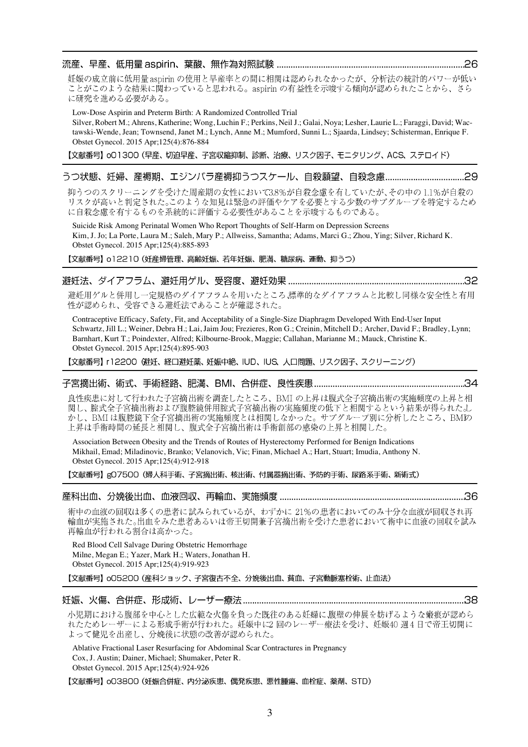## 流産、早産、低用量 aspirin、葉酸、無作為対照試験 ......26

妊娠の成立前に低用量aspirin の使用と早産率との間に相関は認められなかったが、分析法の統計的パワーが低いことがこのような結果に関わっていると思われる。aspirin の有益性を示唆する傾向が認められたことから、さらに研究を進める必要がある。

Low-Dose Aspirin and Preterm Birth: A Randomized Controlled Trial
Silver, Robert M.; Ahrens, Katherine; Wong, Luchin F.; Perkins, Neil J.; Galai, Noya; Lesher, Laurie L.; Faraggi, David; Wactawski-Wende, Jean; Townsend, Janet M.; Lynch, Anne M.; Mumford, Sunni L.; Sjaarda, Lindsey; Schisterman, Enrique F.
Obstet Gynecol. 2015 Apr;125(4):876-884

【文献番号】o01300（早産、切迫早産、子宮収縮抑制、診断、治療、リスク因子、モニタリング、ACS、ステロイド）

## うつ状態、妊婦、産褥期、エジンバラ産褥抑うつスケール、自殺願望、自殺念慮 ......29

抑うつのスクリーニングを受けた周産期の女性において3.8%が自殺念慮を有していたが、その中の 1.1%が自殺のリスクが高いと判定された。このような知見は緊急の評価やケアを必要とする少数のサブグループを特定するために自殺念慮を有するものを系統的に評価する必要性があることを示唆するものである。

Suicide Risk Among Perinatal Women Who Report Thoughts of Self-Harm on Depression Screens
Kim, J. Jo; La Porte, Laura M.; Saleh, Mary P.; Allweiss, Samantha; Adams, Marci G.; Zhou, Ying; Silver, Richard K.
Obstet Gynecol. 2015 Apr;125(4):885-893

【文献番号】o12210（妊産婦管理、高齢妊娠、若年妊娠、肥満、糖尿病、運動、抑うつ）

## 避妊法、ダイアフラム、避妊用ゲル、受容度、避妊効果 ......32

避妊用ゲルと併用し一定規格のダイアフラムを用いたところ,標準的なダイアフラムと比較し同様な安全性と有用性が認められ、受容できる避妊法であることが確認された。

Contraceptive Efficacy, Safety, Fit, and Acceptability of a Single-Size Diaphragm Developed With End-User Input
Schwartz, Jill L.; Weiner, Debra H.; Lai, Jaim Jou; Frezieres, Ron G.; Creinin, Mitchell D.; Archer, David F.; Bradley, Lynn; Barnhart, Kurt T.; Poindexter, Alfred; Kilbourne-Brook, Maggie; Callahan, Marianne M.; Mauck, Christine K.
Obstet Gynecol. 2015 Apr;125(4):895-903

【文献番号】r12200（避妊、経口避妊薬、妊娠中絶、IUD、IUS、人口問題、リスク因子、スクリーニング）

## 子宮摘出術、術式、手術経路、肥満、BMI、合併症、良性疾患 ......34

良性疾患に対して行われた子宮摘出術を調査したところ、BMI の上昇は腹式全子宮摘出術の実施頻度の上昇と相関し、腟式全子宮摘出術および腹腔鏡併用腟式子宮摘出術の実施頻度の低下と相関するという結果が得られた。しかし、BMI は腹腔鏡下全子宮摘出術の実施頻度とは相関しなかった。サブグループ別に分析したところ、BMIの上昇は手術時間の延長と相関し、腹式全子宮摘出術は手術創部の感染の上昇と相関した。

Association Between Obesity and the Trends of Routes of Hysterectomy Performed for Benign Indications
Mikhail, Emad; Miladinovic, Branko; Velanovich, Vic; Finan, Michael A.; Hart, Stuart; Imudia, Anthony N.
Obstet Gynecol. 2015 Apr;125(4):912-918

【文献番号】g07500（婦人科手術、子宮摘出術、核出術、付属器摘出術、予防的手術、尿路系手術、新術式）

## 産科出血、分娩後出血、血液回収、再輸血、実施頻度 ......36

術中の血液の回収は多くの患者に試みられているが、わずかに 21%の患者においてのみ十分な血液が回収され再輸血が実施された。出血をみた患者あるいは帝王切開兼子宮摘出術を受けた患者において術中に血液の回収を試み再輸血が行われる割合は高かった。

Red Blood Cell Salvage During Obstetric Hemorrhage
Milne, Megan E.; Yazer, Mark H.; Waters, Jonathan H.
Obstet Gynecol. 2015 Apr;125(4):919-923

【文献番号】o05200（産科ショック、子宮復古不全、分娩後出血、貧血、子宮動脈塞栓術、止血法）

## 妊娠、火傷、合併症、形成術、レーザー療法 ......38

小児期における腹部を中心とした広範な火傷を負った既往のある妊婦に腹壁の伸展を妨げるような瘢痕が認められたためレーザーによる形成手術が行われた。妊娠中に2 回のレーザー療法を受け、妊娠40 週4 日で帝王切開によって健児を出産し、分娩後に状態の改善が認められた。

Ablative Fractional Laser Resurfacing for Abdominal Scar Contractures in Pregnancy
Cox, J. Austin; Dainer, Michael; Shumaker, Peter R.
Obstet Gynecol. 2015 Apr;125(4):924-926

【文献番号】o03800（妊娠合併症、内分泌疾患、偶発疾患、悪性腫瘍、血栓症、薬剤、STD）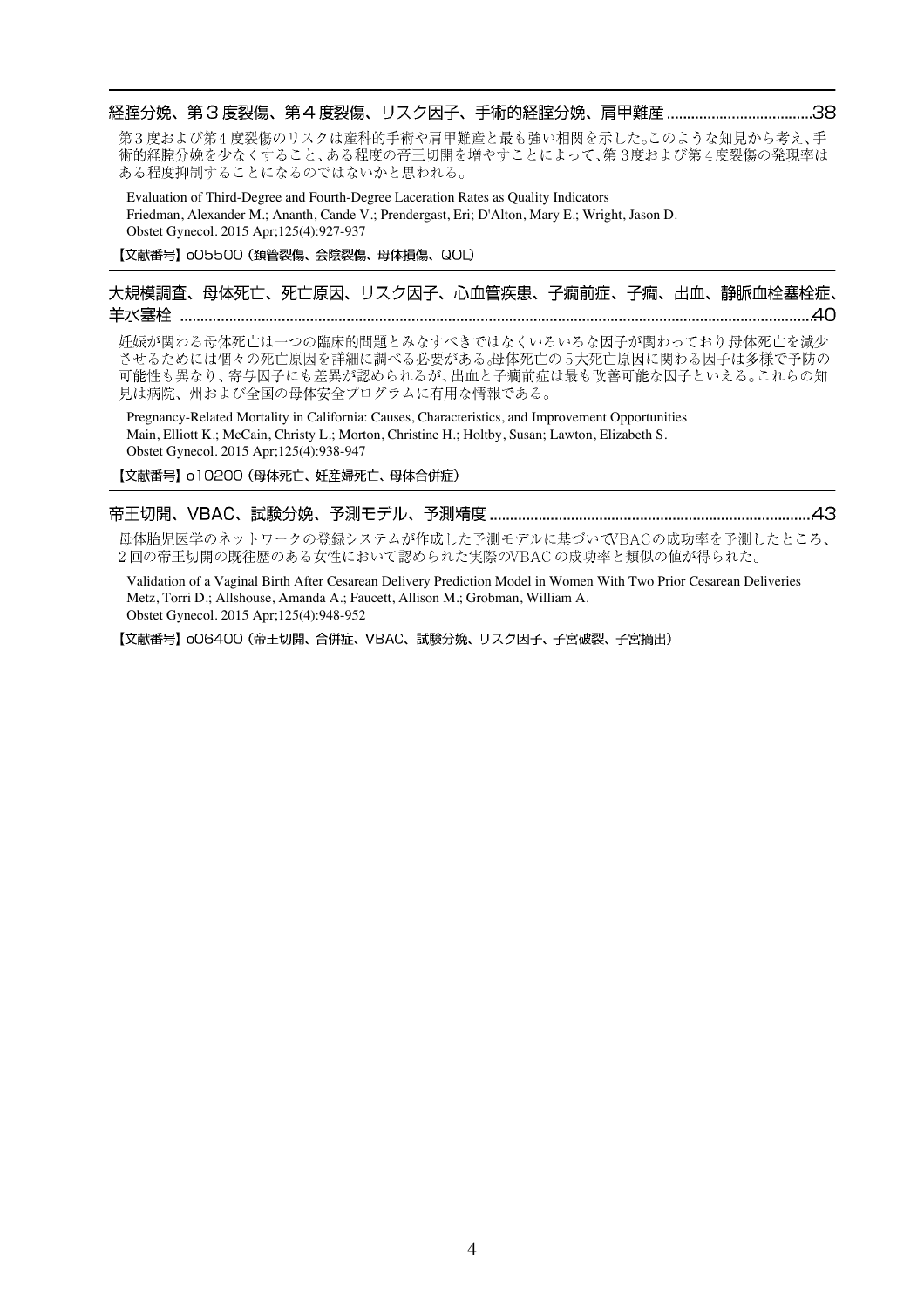## 経腟分娩、第３度裂傷、第４度裂傷、リスク因子、手術的経腟分娩、肩甲難産 ....................................38

第３度および第４度裂傷のリスクは産科的手術や肩甲難産と最も強い相関を示した。このような知見から考え、手術的経腟分娩を少なくすること、ある程度の帝王切開を増やすことによって、第３度および第４度裂傷の発現率はある程度抑制することになるのではないかと思われる。

Evaluation of Third-Degree and Fourth-Degree Laceration Rates as Quality Indicators
Friedman, Alexander M.; Ananth, Cande V.; Prendergast, Eri; D'Alton, Mary E.; Wright, Jason D.
Obstet Gynecol. 2015 Apr;125(4):927-937

【文献番号】o05500（頚管裂傷、会陰裂傷、母体損傷、QOL）

## 大規模調査、母体死亡、死亡原因、リスク因子、心血管疾患、子癇前症、子癇、出血、静脈血栓塞栓症、羊水塞栓 ..........................................................................................................................................40

妊娠が関わる母体死亡は一つの臨床的問題とみなすべきではなくいろいろな因子が関わっており母体死亡を減少させるためには個々の死亡原因を詳細に調べる必要がある。母体死亡の５大死亡原因に関わる因子は多様で予防の可能性も異なり、寄与因子にも差異が認められるが、出血と子癇前症は最も改善可能な因子といえる。これらの知見は病院、州および全国の母体安全プログラムに有用な情報である。

Pregnancy-Related Mortality in California: Causes, Characteristics, and Improvement Opportunities
Main, Elliott K.; McCain, Christy L.; Morton, Christine H.; Holtby, Susan; Lawton, Elizabeth S.
Obstet Gynecol. 2015 Apr;125(4):938-947

【文献番号】o10200（母体死亡、妊産婦死亡、母体合併症）

## 帝王切開、VBAC、試験分娩、予測モデル、予測精度 ..............................................................................43

母体胎児医学のネットワークの登録システムが作成した予測モデルに基づいてVBACの成功率を予測したところ、２回の帝王切開の既往歴のある女性において認められた実際のVBACの成功率と類似の値が得られた。

Validation of a Vaginal Birth After Cesarean Delivery Prediction Model in Women With Two Prior Cesarean Deliveries
Metz, Torri D.; Allshouse, Amanda A.; Faucett, Allison M.; Grobman, William A.
Obstet Gynecol. 2015 Apr;125(4):948-952

【文献番号】o06400（帝王切開、合併症、VBAC、試験分娩、リスク因子、子宮破裂、子宮摘出）